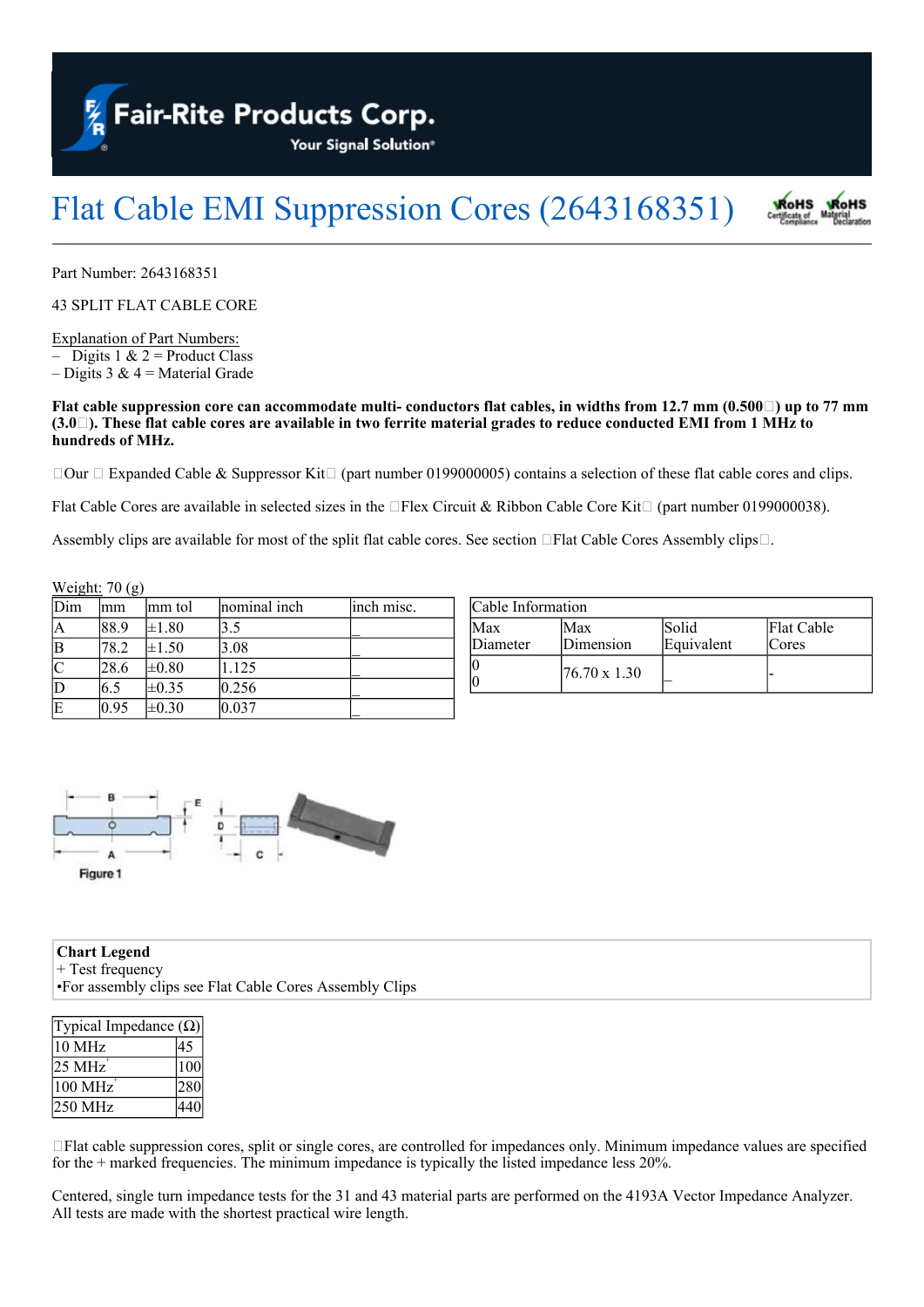# Flat Cable EMI Suppression Cores (2643168351)

Part Number: 2643168351

43 SPLIT FLAT CABLE CORE

Explanation of Part Numbers:
– Digits 1 & 2 = Product Class
– Digits 3 & 4 = Material Grade

**Flat cable suppression core can accommodate multi- conductors flat cables, in widths from 12.7 mm (0.500) up to 77 mm (3.0). These flat cable cores are available in two ferrite material grades to reduce conducted EMI from 1 MHz to hundreds of MHz.**

Our Expanded Cable & Suppressor Kit (part number 0199000005) contains a selection of these flat cable cores and clips.

Flat Cable Cores are available in selected sizes in the Flex Circuit & Ribbon Cable Core Kit (part number 0199000038).

Assembly clips are available for most of the split flat cable cores. See section Flat Cable Cores Assembly clips.

Weight: 70 (g)

| Dim | mm | mm tol | nominal inch | inch misc. |
|---|---|---|---|---|
| A | 88.9 | ±1.80 | 3.5 | _ |
| B | 78.2 | ±1.50 | 3.08 | _ |
| C | 28.6 | ±0.80 | 1.125 | _ |
| D | 6.5 | ±0.35 | 0.256 | _ |
| E | 0.95 | ±0.30 | 0.037 | _ |

| Cable Information | | | |
|---|---|---|---|
| Max Diameter | Max Dimension | Solid Equivalent | Flat Cable Cores |
| 0<br>0 | 76.70 x 1.30 | _ | - |

Figure 1

**Chart Legend**
+ Test frequency
•For assembly clips see Flat Cable Cores Assembly Clips

| Typical Impedance (Ω) | |
|---|---|
| 10 MHz | 45 |
| 25 MHz+ | 100 |
| 100 MHz+ | 280 |
| 250 MHz | 440 |

Flat cable suppression cores, split or single cores, are controlled for impedances only. Minimum impedance values are specified for the + marked frequencies. The minimum impedance is typically the listed impedance less 20%.

Centered, single turn impedance tests for the 31 and 43 material parts are performed on the 4193A Vector Impedance Analyzer. All tests are made with the shortest practical wire length.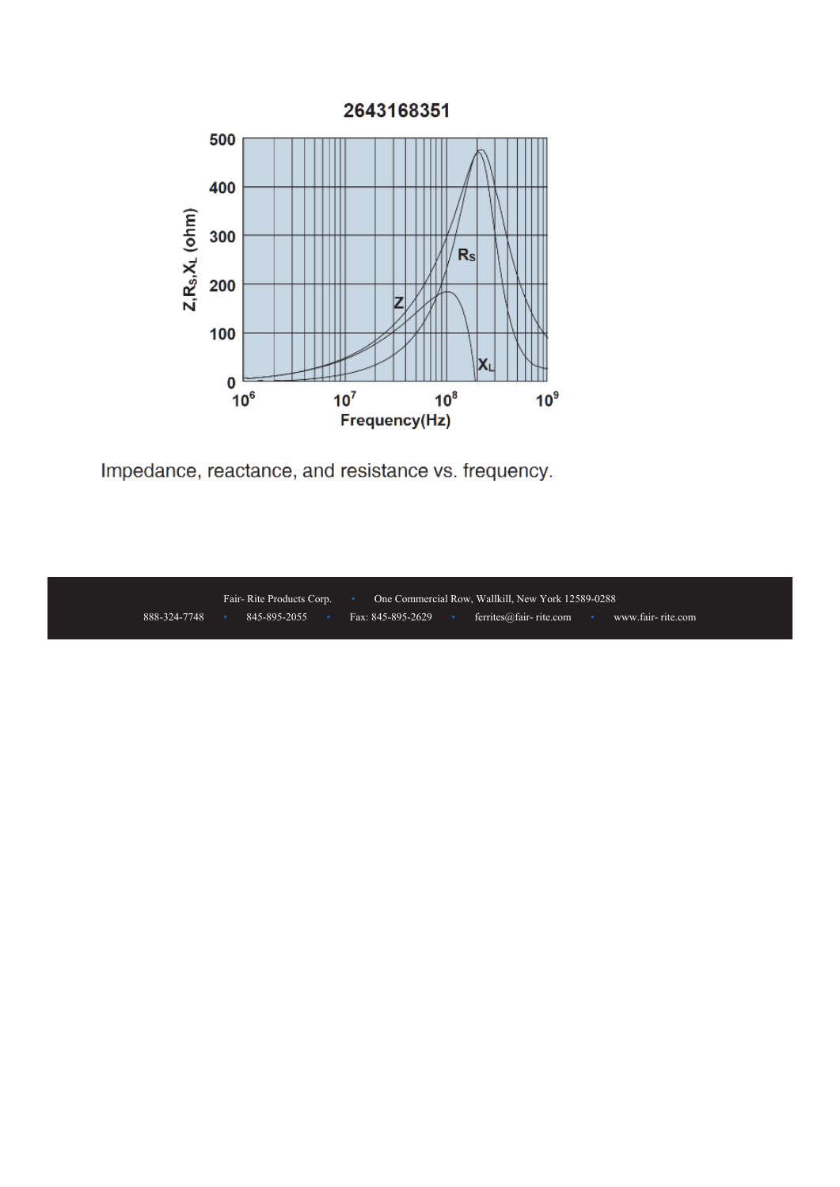2643168351

500
400
300
200
100
0

$Z, R_S, X_L$ (ohm)

$R_S$

Z

$X_L$

$10^6$
$10^7$
$10^8$
$10^9$

Frequency(Hz)

Impedance, reactance, and resistance vs. frequency.

Fair- Rite Products Corp. • One Commercial Row, Wallkill, New York 12589-0288

888-324-7748 • 845-895-2055 • Fax: 845-895-2629 • ferrites@fair- rite.com • www.fair- rite.com